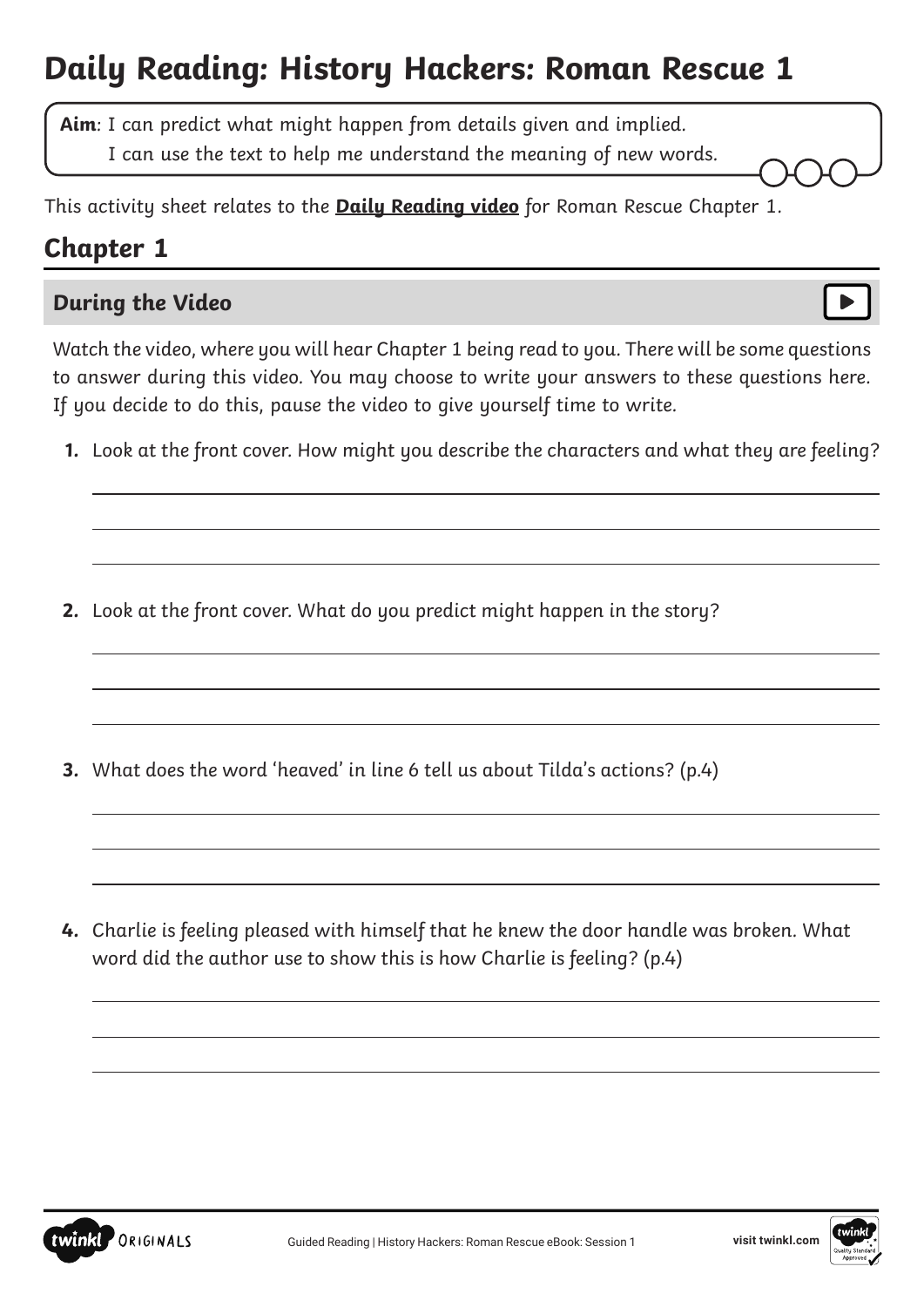# Daily Reading: History Hackers: Roman Rescue 1

**Aim**: I can predict what might happen from details given and implied.
I can use the text to help me understand the meaning of new words.

This activity sheet relates to the **Daily Reading video** for Roman Rescue Chapter 1.

## Chapter 1

### During the Video

Watch the video, where you will hear Chapter 1 being read to you. There will be some questions to answer during this video. You may choose to write your answers to these questions here. If you decide to do this, pause the video to give yourself time to write.

1. Look at the front cover. How might you describe the characters and what they are feeling?

2. Look at the front cover. What do you predict might happen in the story?

3. What does the word 'heaved' in line 6 tell us about Tilda's actions? (p.4)

4. Charlie is feeling pleased with himself that he knew the door handle was broken. What word did the author use to show this is how Charlie is feeling? (p.4)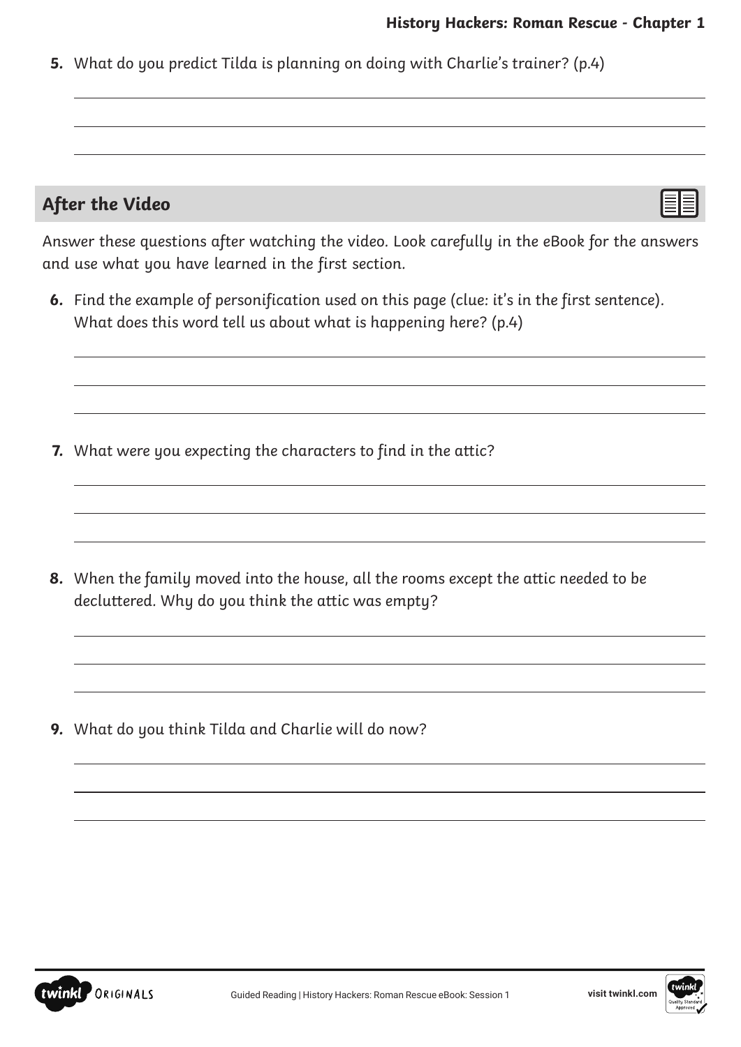5. What do you predict Tilda is planning on doing with Charlie's trainer? (p.4)

## After the Video

Answer these questions after watching the video. Look carefully in the eBook for the answers and use what you have learned in the first section.

6. Find the example of personification used on this page (clue: it's in the first sentence). What does this word tell us about what is happening here? (p.4)

7. What were you expecting the characters to find in the attic?

8. When the family moved into the house, all the rooms except the attic needed to be decluttered. Why do you think the attic was empty?

9. What do you think Tilda and Charlie will do now?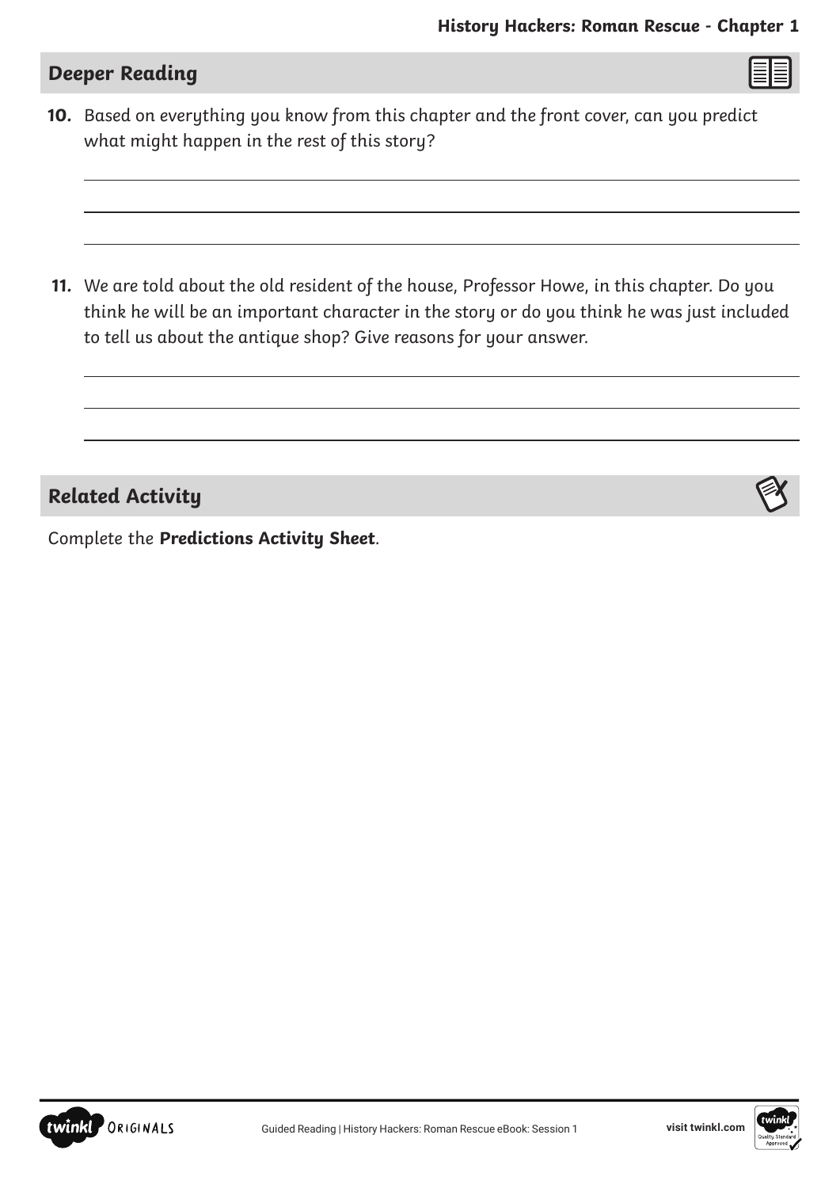## Deeper Reading

**10.** Based on everything you know from this chapter and the front cover, can you predict what might happen in the rest of this story?

**11.** We are told about the old resident of the house, Professor Howe, in this chapter. Do you think he will be an important character in the story or do you think he was just included to tell us about the antique shop? Give reasons for your answer.

## Related Activity

Complete the **Predictions Activity Sheet**.